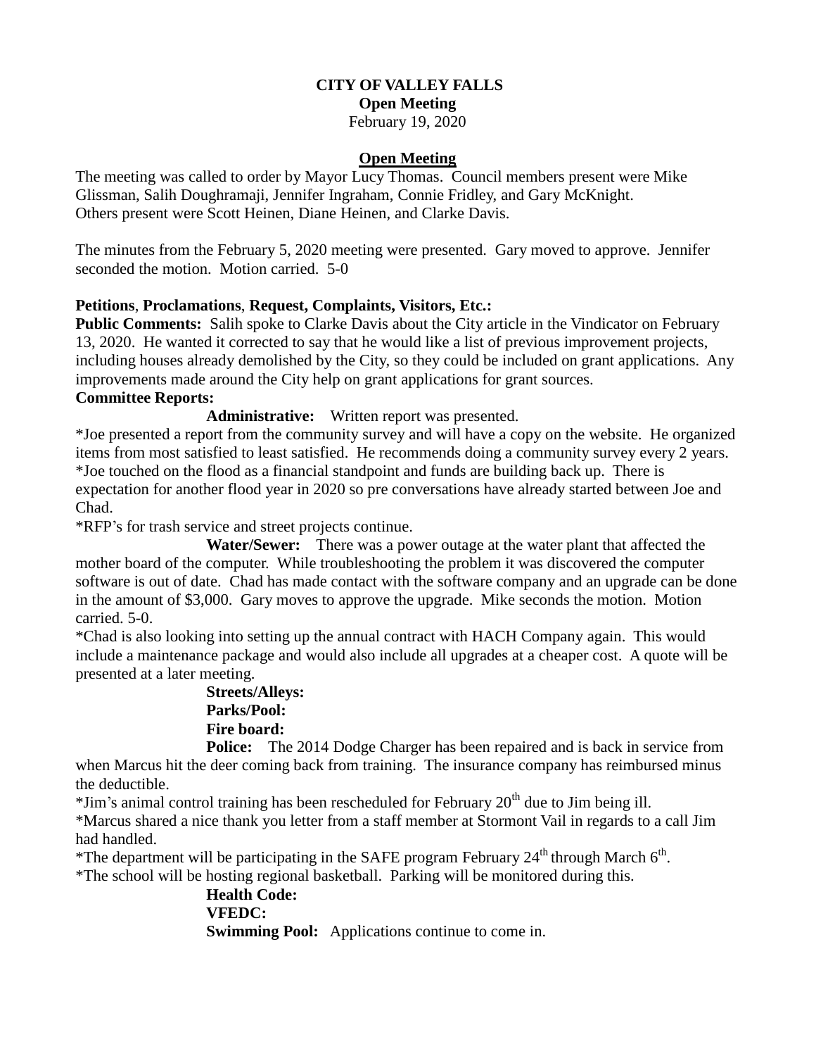**CITY OF VALLEY FALLS**
**Open Meeting**
February 19, 2020

**Open Meeting**

The meeting was called to order by Mayor Lucy Thomas. Council members present were Mike Glissman, Salih Doughramaji, Jennifer Ingraham, Connie Fridley, and Gary McKnight. Others present were Scott Heinen, Diane Heinen, and Clarke Davis.

The minutes from the February 5, 2020 meeting were presented. Gary moved to approve. Jennifer seconded the motion. Motion carried. 5-0

**Petitions**, **Proclamations**, **Request, Complaints, Visitors, Etc.:**

**Public Comments:** Salih spoke to Clarke Davis about the City article in the Vindicator on February 13, 2020. He wanted it corrected to say that he would like a list of previous improvement projects, including houses already demolished by the City, so they could be included on grant applications. Any improvements made around the City help on grant applications for grant sources.

**Committee Reports:**

**Administrative:** Written report was presented.

*Joe presented a report from the community survey and will have a copy on the website. He organized items from most satisfied to least satisfied. He recommends doing a community survey every 2 years.
*Joe touched on the flood as a financial standpoint and funds are building back up. There is expectation for another flood year in 2020 so pre conversations have already started between Joe and Chad.
*RFP's for trash service and street projects continue.

**Water/Sewer:** There was a power outage at the water plant that affected the mother board of the computer. While troubleshooting the problem it was discovered the computer software is out of date. Chad has made contact with the software company and an upgrade can be done in the amount of $3,000. Gary moves to approve the upgrade. Mike seconds the motion. Motion carried. 5-0.

*Chad is also looking into setting up the annual contract with HACH Company again. This would include a maintenance package and would also include all upgrades at a cheaper cost. A quote will be presented at a later meeting.

**Streets/Alleys:**

**Parks/Pool:**

**Fire board:**

**Police:** The 2014 Dodge Charger has been repaired and is back in service from when Marcus hit the deer coming back from training. The insurance company has reimbursed minus the deductible.

*Jim's animal control training has been rescheduled for February 20th due to Jim being ill.
*Marcus shared a nice thank you letter from a staff member at Stormont Vail in regards to a call Jim had handled.
*The department will be participating in the SAFE program February 24th through March 6th.
*The school will be hosting regional basketball. Parking will be monitored during this.

**Health Code:**

**VFEDC:**

**Swimming Pool:** Applications continue to come in.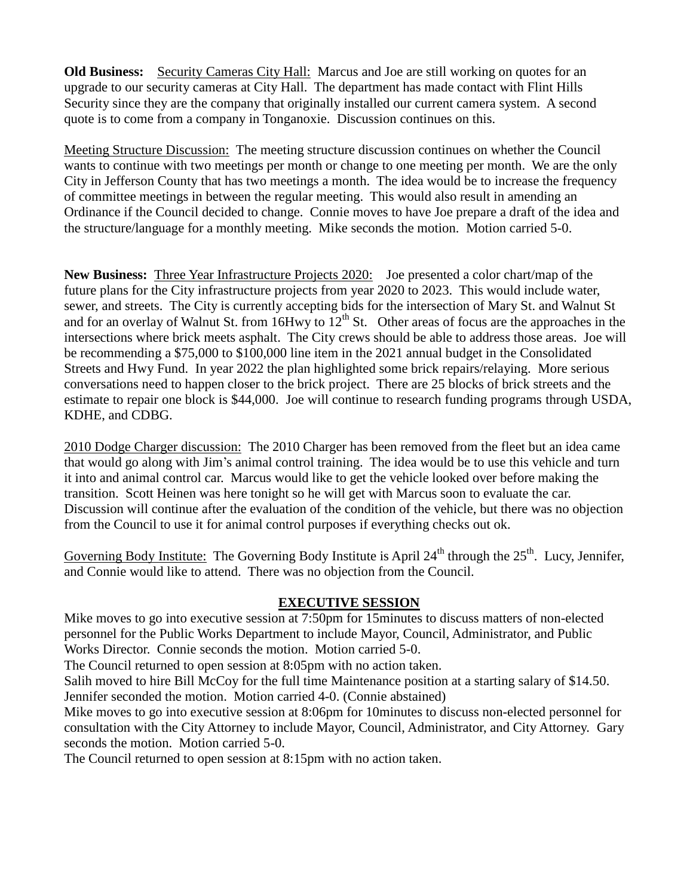**Old Business:** Security Cameras City Hall: Marcus and Joe are still working on quotes for an upgrade to our security cameras at City Hall. The department has made contact with Flint Hills Security since they are the company that originally installed our current camera system. A second quote is to come from a company in Tonganoxie. Discussion continues on this.

Meeting Structure Discussion: The meeting structure discussion continues on whether the Council wants to continue with two meetings per month or change to one meeting per month. We are the only City in Jefferson County that has two meetings a month. The idea would be to increase the frequency of committee meetings in between the regular meeting. This would also result in amending an Ordinance if the Council decided to change. Connie moves to have Joe prepare a draft of the idea and the structure/language for a monthly meeting. Mike seconds the motion. Motion carried 5-0.

**New Business:** Three Year Infrastructure Projects 2020: Joe presented a color chart/map of the future plans for the City infrastructure projects from year 2020 to 2023. This would include water, sewer, and streets. The City is currently accepting bids for the intersection of Mary St. and Walnut St and for an overlay of Walnut St. from 16Hwy to 12th St. Other areas of focus are the approaches in the intersections where brick meets asphalt. The City crews should be able to address those areas. Joe will be recommending a $75,000 to $100,000 line item in the 2021 annual budget in the Consolidated Streets and Hwy Fund. In year 2022 the plan highlighted some brick repairs/relaying. More serious conversations need to happen closer to the brick project. There are 25 blocks of brick streets and the estimate to repair one block is $44,000. Joe will continue to research funding programs through USDA, KDHE, and CDBG.

2010 Dodge Charger discussion: The 2010 Charger has been removed from the fleet but an idea came that would go along with Jim's animal control training. The idea would be to use this vehicle and turn it into and animal control car. Marcus would like to get the vehicle looked over before making the transition. Scott Heinen was here tonight so he will get with Marcus soon to evaluate the car. Discussion will continue after the evaluation of the condition of the vehicle, but there was no objection from the Council to use it for animal control purposes if everything checks out ok.

Governing Body Institute: The Governing Body Institute is April 24th through the 25th. Lucy, Jennifer, and Connie would like to attend. There was no objection from the Council.

## EXECUTIVE SESSION

Mike moves to go into executive session at 7:50pm for 15minutes to discuss matters of non-elected personnel for the Public Works Department to include Mayor, Council, Administrator, and Public Works Director. Connie seconds the motion. Motion carried 5-0.

The Council returned to open session at 8:05pm with no action taken.

Salih moved to hire Bill McCoy for the full time Maintenance position at a starting salary of $14.50. Jennifer seconded the motion. Motion carried 4-0. (Connie abstained)

Mike moves to go into executive session at 8:06pm for 10minutes to discuss non-elected personnel for consultation with the City Attorney to include Mayor, Council, Administrator, and City Attorney. Gary seconds the motion. Motion carried 5-0.

The Council returned to open session at 8:15pm with no action taken.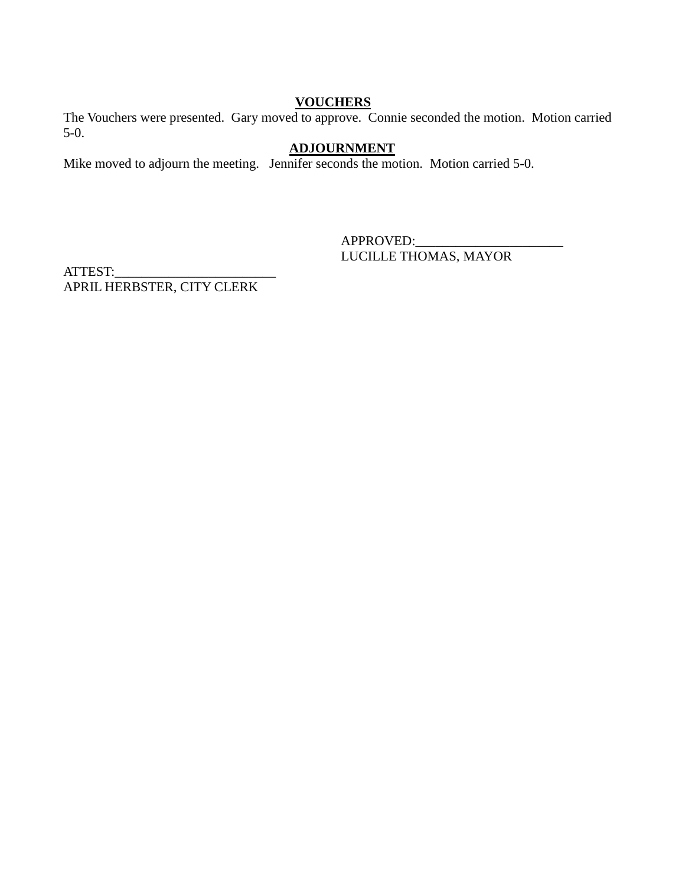**VOUCHERS**

The Vouchers were presented. Gary moved to approve. Connie seconded the motion. Motion carried 5-0.

**ADJOURNMENT**

Mike moved to adjourn the meeting. Jennifer seconds the motion. Motion carried 5-0.

APPROVED:______________________
LUCILLE THOMAS, MAYOR

ATTEST:________________________
APRIL HERBSTER, CITY CLERK